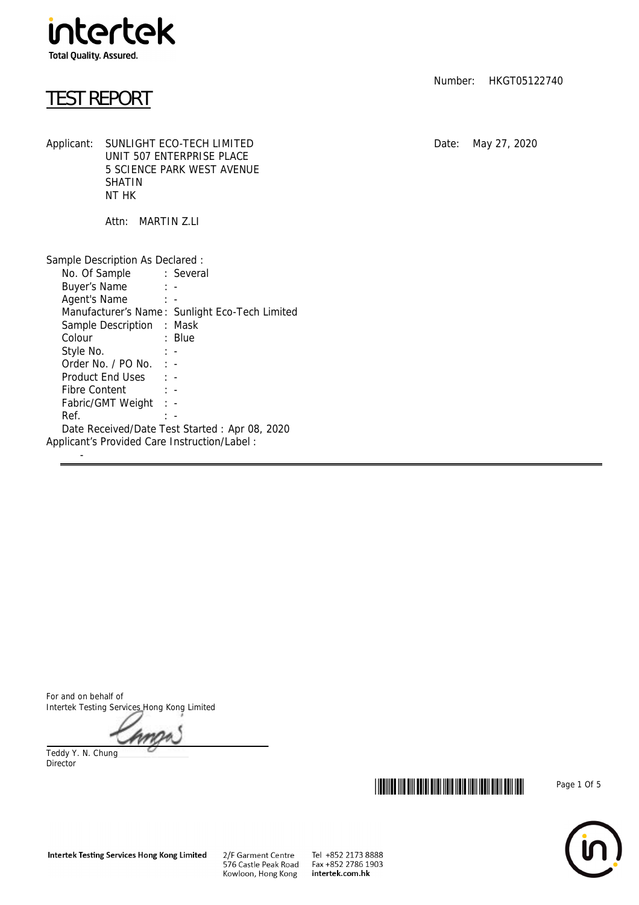intertek
Total Quality. Assured.

# TEST REPORT

Number: HKGT05122740

Date: May 27, 2020

Applicant: SUNLIGHT ECO-TECH LIMITED
UNIT 507 ENTERPRISE PLACE
5 SCIENCE PARK WEST AVENUE
SHATIN
NT HK

Attn: MARTIN Z.LI

Sample Description As Declared :

- No. Of Sample : Several
- Buyer's Name : -
- Agent's Name : -
- Manufacturer's Name : Sunlight Eco-Tech Limited
- Sample Description : Mask
- Colour : Blue
- Style No. : -
- Order No. / PO No. : -
- Product End Uses : -
- Fibre Content : -
- Fabric/GMT Weight : -
- Ref. : -
- Date Received/Date Test Started : Apr 08, 2020

Applicant's Provided Care Instruction/Label :

-

---

For and on behalf of
Intertek Testing Services Hong Kong Limited

Teddy Y. N. Chung
Director

Intertek Testing Services Hong Kong Limited
2/F Garment Centre
576 Castle Peak Road
Kowloon, Hong Kong
Tel +852 2173 8888
Fax +852 2786 1903
intertek.com.hk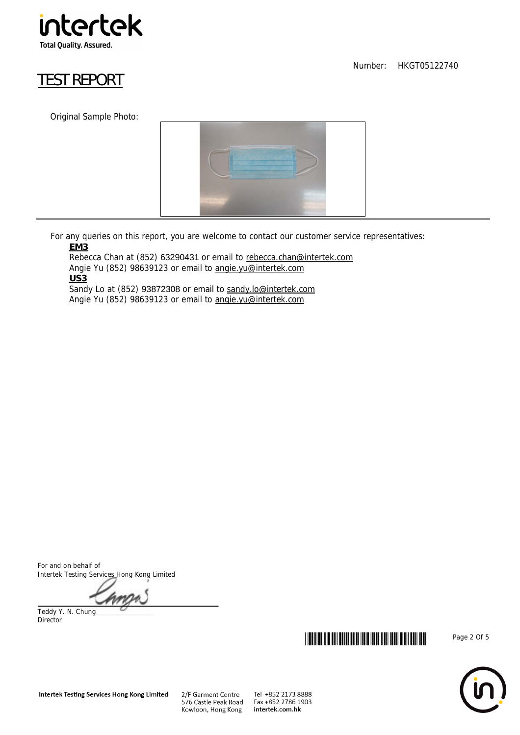Number: HKGT05122740

# TEST REPORT

Original Sample Photo:

For any queries on this report, you are welcome to contact our customer service representatives:

**EM3**

Rebecca Chan at (852) 63290431 or email to rebecca.chan@intertek.com

Angie Yu (852) 98639123 or email to angie.yu@intertek.com

**US3**

Sandy Lo at (852) 93872308 or email to sandy.lo@intertek.com

Angie Yu (852) 98639123 or email to angie.yu@intertek.com

For and on behalf of
Intertek Testing Services Hong Kong Limited

Teddy Y. N. Chung
Director

Intertek Testing Services Hong Kong Limited
2/F Garment Centre
576 Castle Peak Road
Kowloon, Hong Kong
Tel +852 2173 8888
Fax +852 2786 1903
intertek.com.hk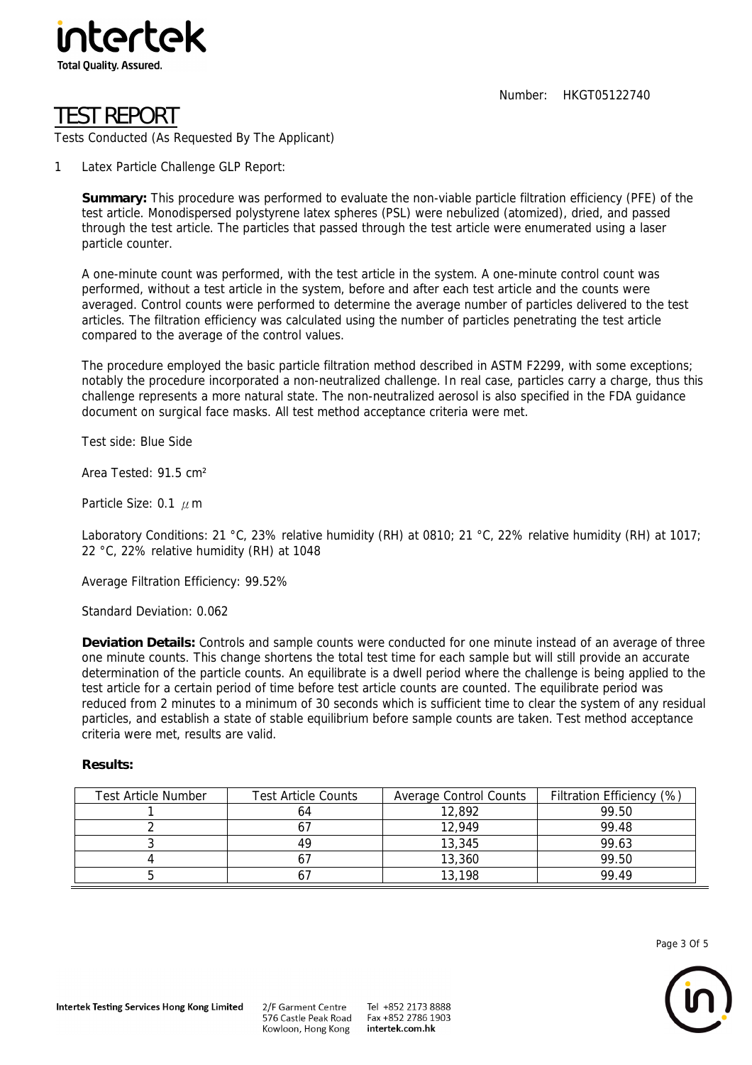Number: HKGT05122740

# TEST REPORT

Tests Conducted (As Requested By The Applicant)

1 Latex Particle Challenge GLP Report:

**Summary:** This procedure was performed to evaluate the non-viable particle filtration efficiency (PFE) of the test article. Monodispersed polystyrene latex spheres (PSL) were nebulized (atomized), dried, and passed through the test article. The particles that passed through the test article were enumerated using a laser particle counter.

A one-minute count was performed, with the test article in the system. A one-minute control count was performed, without a test article in the system, before and after each test article and the counts were averaged. Control counts were performed to determine the average number of particles delivered to the test articles. The filtration efficiency was calculated using the number of particles penetrating the test article compared to the average of the control values.

The procedure employed the basic particle filtration method described in ASTM F2299, with some exceptions; notably the procedure incorporated a non-neutralized challenge. In real case, particles carry a charge, thus this challenge represents a more natural state. The non-neutralized aerosol is also specified in the FDA guidance document on surgical face masks. All test method acceptance criteria were met.

Test side: Blue Side

Area Tested: 91.5 cm²

Particle Size: 0.1 μm

Laboratory Conditions: 21 °C, 23% relative humidity (RH) at 0810; 21 °C, 22% relative humidity (RH) at 1017; 22 °C, 22% relative humidity (RH) at 1048

Average Filtration Efficiency: 99.52%

Standard Deviation: 0.062

**Deviation Details:** Controls and sample counts were conducted for one minute instead of an average of three one minute counts. This change shortens the total test time for each sample but will still provide an accurate determination of the particle counts. An equilibrate is a dwell period where the challenge is being applied to the test article for a certain period of time before test article counts are counted. The equilibrate period was reduced from 2 minutes to a minimum of 30 seconds which is sufficient time to clear the system of any residual particles, and establish a state of stable equilibrium before sample counts are taken. Test method acceptance criteria were met, results are valid.

**Results:**

| Test Article Number | Test Article Counts | Average Control Counts | Filtration Efficiency (%) |
|---|---|---|---|
| 1 | 64 | 12,892 | 99.50 |
| 2 | 67 | 12,949 | 99.48 |
| 3 | 49 | 13,345 | 99.63 |
| 4 | 67 | 13,360 | 99.50 |
| 5 | 67 | 13,198 | 99.49 |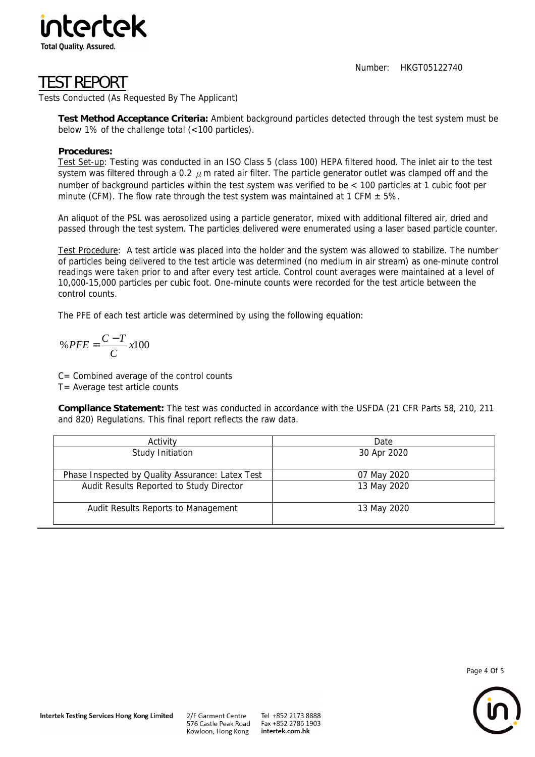Number: HKGT05122740

# TEST REPORT

Tests Conducted (As Requested By The Applicant)

**Test Method Acceptance Criteria:** Ambient background particles detected through the test system must be below 1% of the challenge total (<100 particles).

**Procedures:**

Test Set-up: Testing was conducted in an ISO Class 5 (class 100) HEPA filtered hood. The inlet air to the test system was filtered through a 0.2 μm rated air filter. The particle generator outlet was clamped off and the number of background particles within the test system was verified to be < 100 particles at 1 cubic foot per minute (CFM). The flow rate through the test system was maintained at 1 CFM ± 5%.

An aliquot of the PSL was aerosolized using a particle generator, mixed with additional filtered air, dried and passed through the test system. The particles delivered were enumerated using a laser based particle counter.

Test Procedure: A test article was placed into the holder and the system was allowed to stabilize. The number of particles being delivered to the test article was determined (no medium in air stream) as one-minute control readings were taken prior to and after every test article. Control count averages were maintained at a level of 10,000-15,000 particles per cubic foot. One-minute counts were recorded for the test article between the control counts.

The PFE of each test article was determined by using the following equation:

$$\%PFE = \frac{C - T}{C} x100$$

C= Combined average of the control counts
T= Average test article counts

**Compliance Statement:** The test was conducted in accordance with the USFDA (21 CFR Parts 58, 210, 211 and 820) Regulations. This final report reflects the raw data.

| Activity | Date |
|---|---|
| Study Initiation | 30 Apr 2020 |
| Phase Inspected by Quality Assurance: Latex Test | 07 May 2020 |
| Audit Results Reported to Study Director | 13 May 2020 |
| Audit Results Reports to Management | 13 May 2020 |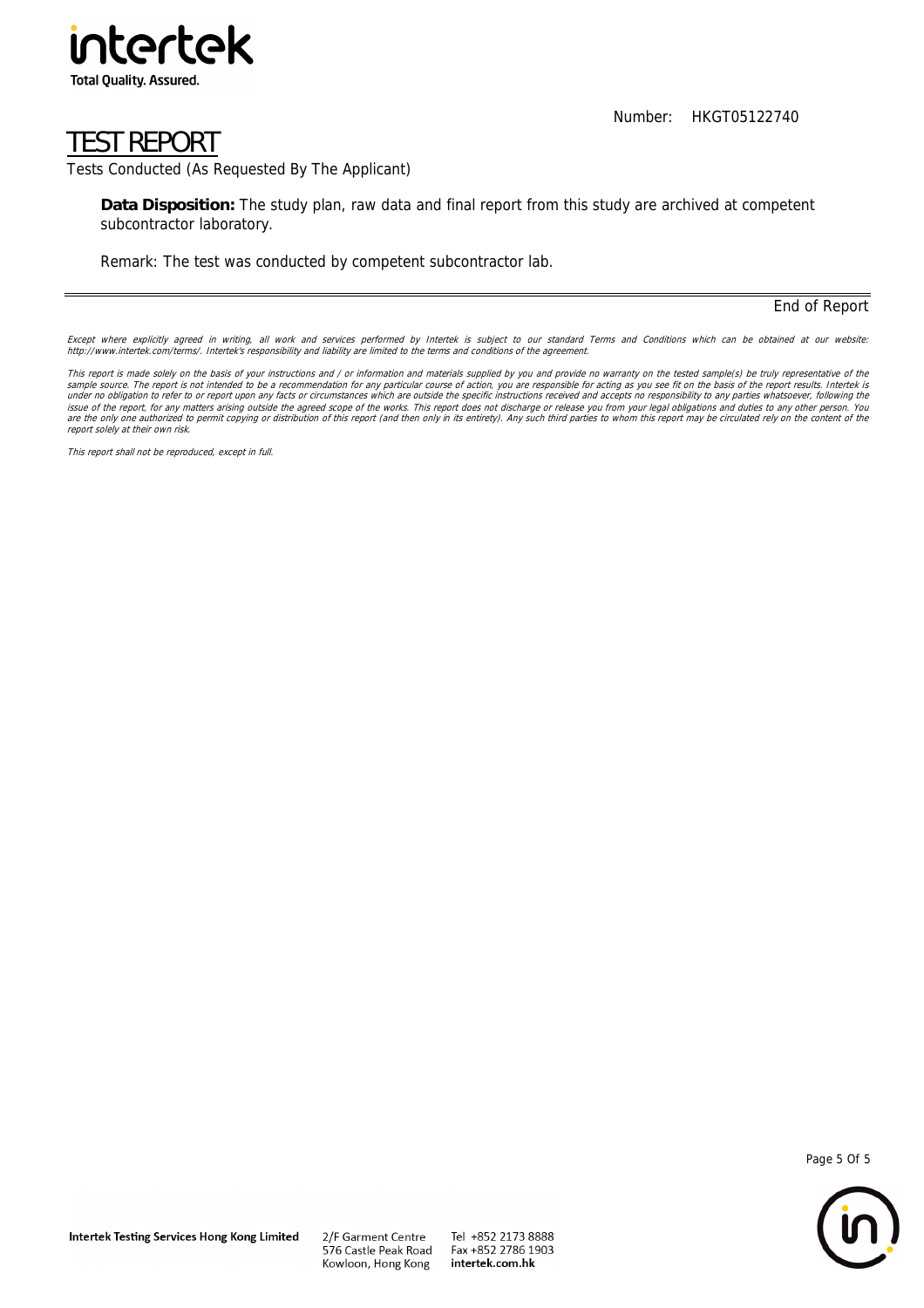Number: HKGT05122740

# TEST REPORT

Tests Conducted (As Requested By The Applicant)

**Data Disposition:** The study plan, raw data and final report from this study are archived at competent subcontractor laboratory.

Remark: The test was conducted by competent subcontractor lab.

---

End of Report

*Except where explicitly agreed in writing, all work and services performed by Intertek is subject to our standard Terms and Conditions which can be obtained at our website: http://www.intertek.com/terms/. Intertek's responsibility and liability are limited to the terms and conditions of the agreement.*

*This report is made solely on the basis of your instructions and / or information and materials supplied by you and provide no warranty on the tested sample(s) be truly representative of the sample source. The report is not intended to be a recommendation for any particular course of action, you are responsible for acting as you see fit on the basis of the report results. Intertek is under no obligation to refer to or report upon any facts or circumstances which are outside the specific instructions received and accepts no responsibility to any parties whatsoever, following the issue of the report, for any matters arising outside the agreed scope of the works. This report does not discharge or release you from your legal obligations and duties to any other person. You are the only one authorized to permit copying or distribution of this report (and then only in its entirety). Any such third parties to whom this report may be circulated rely on the content of the report solely at their own risk.*

*This report shall not be reproduced, except in full.*